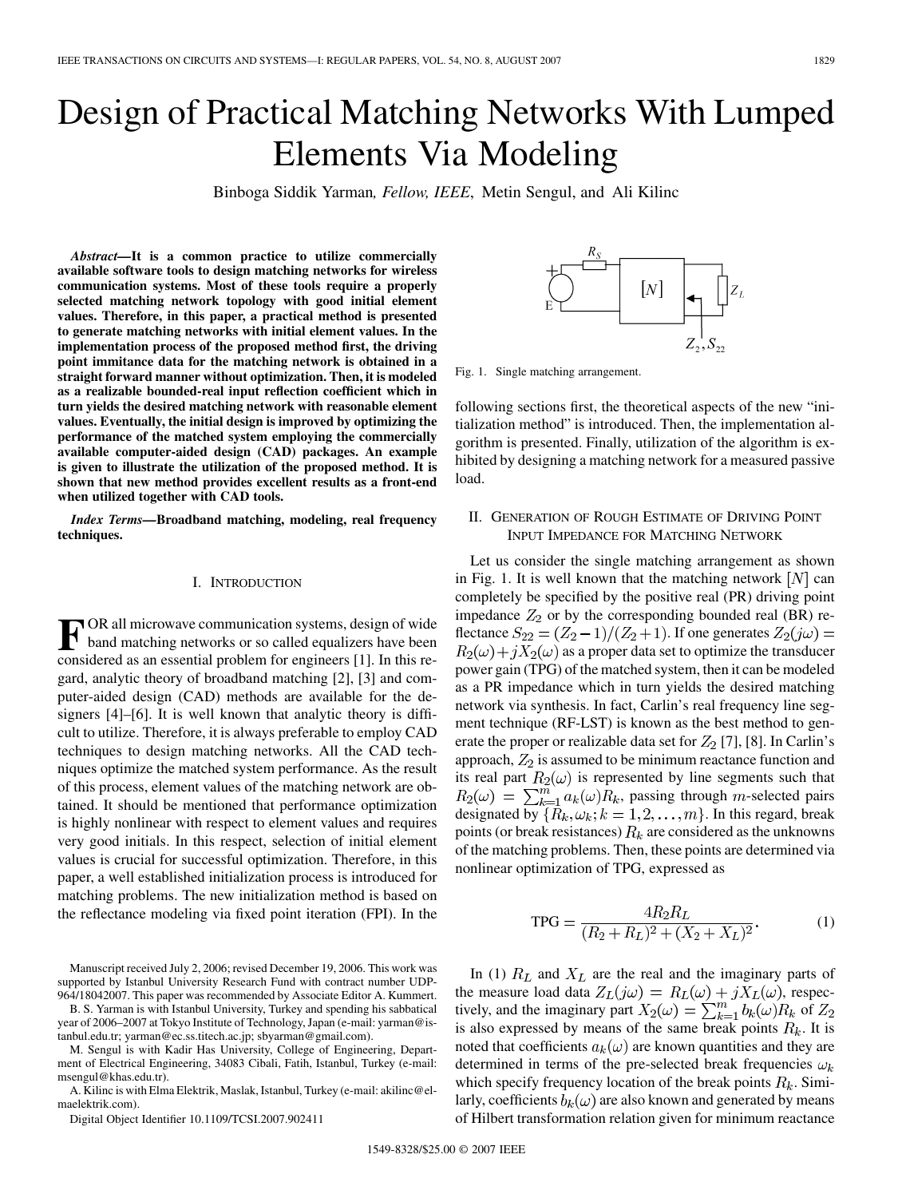# Design of Practical Matching Networks With Lumped Elements Via Modeling

Binboga Siddik Yarman, *Fellow, IEEE*, Metin Sengul, and Ali Kilinc

***Abstract*—It is a common practice to utilize commercially available software tools to design matching networks for wireless communication systems. Most of these tools require a properly selected matching network topology with good initial element values. Therefore, in this paper, a practical method is presented to generate matching networks with initial element values. In the implementation process of the proposed method first, the driving point immitance data for the matching network is obtained in a straight forward manner without optimization. Then, it is modeled as a realizable bounded-real input reflection coefficient which in turn yields the desired matching network with reasonable element values. Eventually, the initial design is improved by optimizing the performance of the matched system employing the commercially available computer-aided design (CAD) packages. An example is given to illustrate the utilization of the proposed method. It is shown that new method provides excellent results as a front-end when utilized together with CAD tools.**

***Index Terms*—Broadband matching, modeling, real frequency techniques.**

## I. Introduction

For all microwave communication systems, design of wide band matching networks or so called equalizers have been considered as an essential problem for engineers [1]. In this regard, analytic theory of broadband matching [2], [3] and computer-aided design (CAD) methods are available for the designers [4]–[6]. It is well known that analytic theory is difficult to utilize. Therefore, it is always preferable to employ CAD techniques to design matching networks. All the CAD techniques optimize the matched system performance. As the result of this process, element values of the matching network are obtained. It should be mentioned that performance optimization is highly nonlinear with respect to element values and requires very good initials. In this respect, selection of initial element values is crucial for successful optimization. Therefore, in this paper, a well established initialization process is introduced for matching problems. The new initialization method is based on the reflectance modeling via fixed point iteration (FPI). In the following sections first, the theoretical aspects of the new "initialization method" is introduced. Then, the implementation algorithm is presented. Finally, utilization of the algorithm is exhibited by designing a matching network for a measured passive load.

Manuscript received July 2, 2006; revised December 19, 2006. This work was supported by Istanbul University Research Fund with contract number UDP-964/18042007. This paper was recommended by Associate Editor A. Kummert.

B. S. Yarman is with Istanbul University, Turkey and spending his sabbatical year of 2006–2007 at Tokyo Institute of Technology, Japan (e-mail: yarman@istanbul.edu.tr; yarman@ec.ss.titech.ac.jp; sbyarman@gmail.com).

M. Sengul is with Kadir Has University, College of Engineering, Department of Electrical Engineering, 34083 Cibali, Fatih, Istanbul, Turkey (e-mail: msengul@khas.edu.tr).

A. Kilinc is with Elma Elektrik, Maslak, Istanbul, Turkey (e-mail: akilinc@elmaelektrik.com).

Digital Object Identifier 10.1109/TCSI.2007.902411

Fig. 1. Single matching arrangement.

## II. Generation of Rough Estimate of Driving Point Input Impedance for Matching Network

Let us consider the single matching arrangement as shown in Fig. 1. It is well known that the matching network $[N]$ can completely be specified by the positive real (PR) driving point impedance $Z_2$ or by the corresponding bounded real (BR) reflectance $S_{22} = (Z_2 - 1)/(Z_2 + 1)$. If one generates $Z_2(j\omega) = R_2(\omega) + jX_2(\omega)$ as a proper data set to optimize the transducer power gain (TPG) of the matched system, then it can be modeled as a PR impedance which in turn yields the desired matching network via synthesis. In fact, Carlin's real frequency line segment technique (RF-LST) is known as the best method to generate the proper or realizable data set for $Z_2$ [7], [8]. In Carlin's approach, $Z_2$ is assumed to be minimum reactance function and its real part $R_2(\omega)$ is represented by line segments such that $R_2(\omega) = \sum_{k=1}^{m} a_k(\omega) R_k$, passing through $m$-selected pairs designated by $\{R_k, \omega_k; k = 1, 2, \ldots, m\}$. In this regard, break points (or break resistances) $R_k$ are considered as the unknowns of the matching problems. Then, these points are determined via nonlinear optimization of TPG, expressed as

$$\text{TPG} = \frac{4R_2 R_L}{(R_2 + R_L)^2 + (X_2 + X_L)^2}. \tag{1}$$

In (1) $R_L$ and $X_L$ are the real and the imaginary parts of the measure load data $Z_L(j\omega) = R_L(\omega) + jX_L(\omega)$, respectively, and the imaginary part $X_2(\omega) = \sum_{k=1}^{m} b_k(\omega) R_k$ of $Z_2$ is also expressed by means of the same break points $R_k$. It is noted that coefficients $a_k(\omega)$ are known quantities and they are determined in terms of the pre-selected break frequencies $\omega_k$ which specify frequency location of the break points $R_k$. Similarly, coefficients $b_k(\omega)$ are also known and generated by means of Hilbert transformation relation given for minimum reactance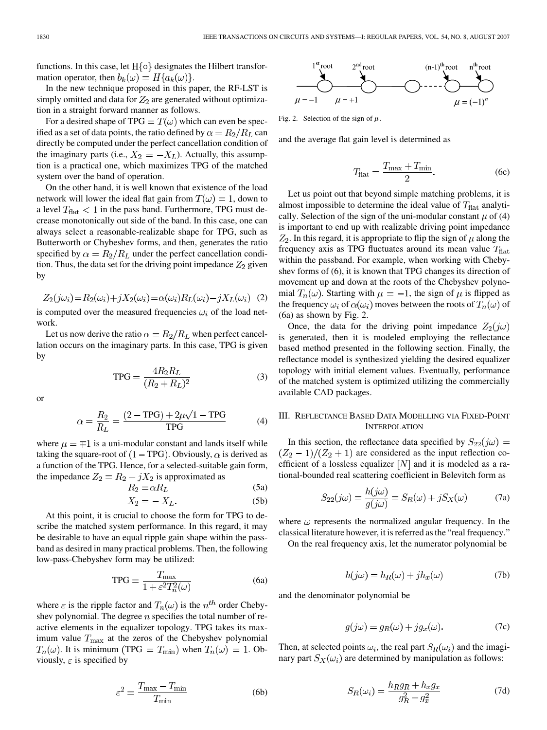functions. In this case, let $\mathrm{H}\{\circ\}$ designates the Hilbert transformation operator, then $b_k(\omega) = H\{a_k(\omega)\}$.

In the new technique proposed in this paper, the RF-LST is simply omitted and data for $Z_2$ are generated without optimization in a straight forward manner as follows.

For a desired shape of TPG $= T(\omega)$ which can even be specified as a set of data points, the ratio defined by $\alpha = R_2/R_L$ can directly be computed under the perfect cancellation condition of the imaginary parts (i.e., $X_2 = -X_L$). Actually, this assumption is a practical one, which maximizes TPG of the matched system over the band of operation.

On the other hand, it is well known that existence of the load network will lower the ideal flat gain from $T(\omega) = 1$, down to a level $T_{\text{flat}} < 1$ in the pass band. Furthermore, TPG must decrease monotonically out side of the band. In this case, one can always select a reasonable-realizable shape for TPG, such as Butterworth or Chybeshev forms, and then, generates the ratio specified by $\alpha = R_2/R_L$ under the perfect cancellation condition. Thus, the data set for the driving point impedance $Z_2$ given by

$$Z_2(j\omega_i) = R_2(\omega_i) + jX_2(\omega_i) = \alpha(\omega_i)R_L(\omega_i) - jX_L(\omega_i) \quad (2)$$

is computed over the measured frequencies $\omega_i$ of the load network.

Let us now derive the ratio $\alpha = R_2/R_L$ when perfect cancellation occurs on the imaginary parts. In this case, TPG is given by

$$\text{TPG} = \frac{4R_2R_L}{(R_2 + R_L)^2} \quad (3)$$

or

$$\alpha = \frac{R_2}{R_L} = \frac{(2 - \text{TPG}) + 2\mu\sqrt{1 - \text{TPG}}}{\text{TPG}} \quad (4)$$

where $\mu = \mp 1$ is a uni-modular constant and lands itself while taking the square-root of $(1 - \text{TPG})$. Obviously, $\alpha$ is derived as a function of the TPG. Hence, for a selected-suitable gain form, the impedance $Z_2 = R_2 + jX_2$ is approximated as

$$R_2 = \alpha R_L \quad (5a)$$

$$X_2 = -X_L. \quad (5b)$$

At this point, it is crucial to choose the form for TPG to describe the matched system performance. In this regard, it may be desirable to have an equal ripple gain shape within the passband as desired in many practical problems. Then, the following low-pass-Chebyshev form may be utilized:

$$\text{TPG} = \frac{T_{\max}}{1 + \varepsilon^2 T_n^2(\omega)} \quad (6a)$$

where $\varepsilon$ is the ripple factor and $T_n(\omega)$ is the $n^{th}$ order Chebyshev polynomial. The degree $n$ specifies the total number of reactive elements in the equalizer topology. TPG takes its maximum value $T_{\max}$ at the zeros of the Chebyshev polynomial $T_n(\omega)$. It is minimum (TPG $= T_{\min}$) when $T_n(\omega) = 1$. Obviously, $\varepsilon$ is specified by

$$\varepsilon^2 = \frac{T_{\max} - T_{\min}}{T_{\min}} \quad (6b)$$

Fig. 2. Selection of the sign of $\mu$.

and the average flat gain level is determined as

$$T_{\text{flat}} = \frac{T_{\max} + T_{\min}}{2}. \quad (6c)$$

Let us point out that beyond simple matching problems, it is almost impossible to determine the ideal value of $T_{\text{flat}}$ analytically. Selection of the sign of the uni-modular constant $\mu$ of (4) is important to end up with realizable driving point impedance $Z_2$. In this regard, it is appropriate to flip the sign of $\mu$ along the frequency axis as TPG fluctuates around its mean value $T_{\text{flat}}$ within the passband. For example, when working with Chebyshev forms of (6), it is known that TPG changes its direction of movement up and down at the roots of the Chebyshev polynomial $T_n(\omega)$. Starting with $\mu = -1$, the sign of $\mu$ is flipped as the frequency $\omega_i$ of $\alpha(\omega_i)$ moves between the roots of $T_n(\omega)$ of (6a) as shown by Fig. 2.

Once, the data for the driving point impedance $Z_2(j\omega)$ is generated, then it is modeled employing the reflectance based method presented in the following section. Finally, the reflectance model is synthesized yielding the desired equalizer topology with initial element values. Eventually, performance of the matched system is optimized utilizing the commercially available CAD packages.

## III. Reflectance Based Data Modelling via Fixed-Point Interpolation

In this section, the reflectance data specified by $S_{22}(j\omega) = (Z_2 - 1)/(Z_2 + 1)$ are considered as the input reflection coefficient of a lossless equalizer $[N]$ and it is modeled as a rational-bounded real scattering coefficient in Belevitch form as

$$S_{22}(j\omega) = \frac{h(j\omega)}{g(j\omega)} = S_R(\omega) + jS_X(\omega) \quad (7a)$$

where $\omega$ represents the normalized angular frequency. In the classical literature however, it is referred as the "real frequency."

On the real frequency axis, let the numerator polynomial be

$$h(j\omega) = h_R(\omega) + jh_x(\omega) \quad (7b)$$

and the denominator polynomial be

$$g(j\omega) = g_R(\omega) + jg_x(\omega). \quad (7c)$$

Then, at selected points $\omega_i$, the real part $S_R(\omega_i)$ and the imaginary part $S_X(\omega_i)$ are determined by manipulation as follows:

$$S_R(\omega_i) = \frac{h_R g_R + h_x g_x}{g_R^2 + g_x^2} \quad (7d)$$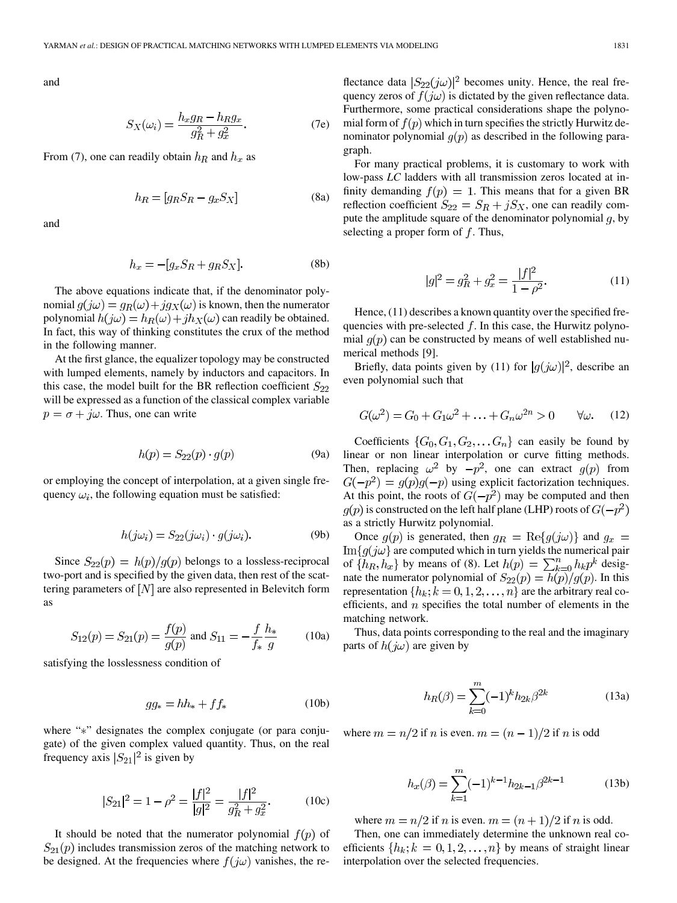and

$$S_X(\omega_i) = \frac{h_x g_R - h_R g_x}{g_R^2 + g_x^2}. \tag{7e}$$

From (7), one can readily obtain $h_R$ and $h_x$ as

$$h_R = [g_R S_R - g_x S_X] \tag{8a}$$

and

$$h_x = -[g_x S_R + g_R S_X]. \tag{8b}$$

The above equations indicate that, if the denominator polynomial $g(j\omega) = g_R(\omega) + jg_X(\omega)$ is known, then the numerator polynomial $h(j\omega) = h_R(\omega) + jh_X(\omega)$ can readily be obtained. In fact, this way of thinking constitutes the crux of the method in the following manner.

At the first glance, the equalizer topology may be constructed with lumped elements, namely by inductors and capacitors. In this case, the model built for the BR reflection coefficient $S_{22}$ will be expressed as a function of the classical complex variable $p = \sigma + j\omega$. Thus, one can write

$$h(p) = S_{22}(p) \cdot g(p) \tag{9a}$$

or employing the concept of interpolation, at a given single frequency $\omega_i$, the following equation must be satisfied:

$$h(j\omega_i) = S_{22}(j\omega_i) \cdot g(j\omega_i). \tag{9b}$$

Since $S_{22}(p) = h(p)/g(p)$ belongs to a lossless-reciprocal two-port and is specified by the given data, then rest of the scattering parameters of $[N]$ are also represented in Belevitch form as

$$S_{12}(p) = S_{21}(p) = \frac{f(p)}{g(p)} \text{ and } S_{11} = -\frac{f}{f_*}\frac{h_*}{g} \tag{10a}$$

satisfying the losslessness condition of

$$gg_* = hh_* + ff_* \tag{10b}$$

where "$*$" designates the complex conjugate (or para conjugate) of the given complex valued quantity. Thus, on the real frequency axis $|S_{21}|^2$ is given by

$$|S_{21}|^2 = 1 - \rho^2 = \frac{|f|^2}{|g|^2} = \frac{|f|^2}{g_R^2 + g_x^2}. \tag{10c}$$

It should be noted that the numerator polynomial $f(p)$ of $S_{21}(p)$ includes transmission zeros of the matching network to be designed. At the frequencies where $f(j\omega)$ vanishes, the reflectance data $|S_{22}(j\omega)|^2$ becomes unity. Hence, the real frequency zeros of $f(j\omega)$ is dictated by the given reflectance data. Furthermore, some practical considerations shape the polynomial form of $f(p)$ which in turn specifies the strictly Hurwitz denominator polynomial $g(p)$ as described in the following paragraph.

For many practical problems, it is customary to work with low-pass *LC* ladders with all transmission zeros located at infinity demanding $f(p) = 1$. This means that for a given BR reflection coefficient $S_{22} = S_R + jS_X$, one can readily compute the amplitude square of the denominator polynomial $g$, by selecting a proper form of $f$. Thus,

$$|g|^2 = g_R^2 + g_x^2 = \frac{|f|^2}{1 - \rho^2}. \tag{11}$$

Hence, (11) describes a known quantity over the specified frequencies with pre-selected $f$. In this case, the Hurwitz polynomial $g(p)$ can be constructed by means of well established numerical methods [9].

Briefly, data points given by (11) for $|g(j\omega)|^2$, describe an even polynomial such that

$$G(\omega^2) = G_0 + G_1\omega^2 + \ldots + G_n\omega^{2n} > 0 \qquad \forall \omega. \tag{12}$$

Coefficients $\{G_0, G_1, G_2, \ldots G_n\}$ can easily be found by linear or non linear interpolation or curve fitting methods. Then, replacing $\omega^2$ by $-p^2$, one can extract $g(p)$ from $G(-p^2) = g(p)g(-p)$ using explicit factorization techniques. At this point, the roots of $G(-p^2)$ may be computed and then $g(p)$ is constructed on the left half plane (LHP) roots of $G(-p^2)$ as a strictly Hurwitz polynomial.

Once $g(p)$ is generated, then $g_R = \mathrm{Re}\{g(j\omega)\}$ and $g_x = \mathrm{Im}\{g(j\omega\}$ are computed which in turn yields the numerical pair of $\{h_R, h_x\}$ by means of (8). Let $h(p) = \sum_{k=0}^{n} h_k p^k$ designate the numerator polynomial of $S_{22}(p) = h(p)/g(p)$. In this representation $\{h_k; k = 0, 1, 2, \ldots, n\}$ are the arbitrary real coefficients, and $n$ specifies the total number of elements in the matching network.

Thus, data points corresponding to the real and the imaginary parts of $h(j\omega)$ are given by

$$h_R(\beta) = \sum_{k=0}^{m} (-1)^k h_{2k} \beta^{2k} \tag{13a}$$

where $m = n/2$ if $n$ is even. $m = (n-1)/2$ if $n$ is odd

$$h_x(\beta) = \sum_{k=1}^{m} (-1)^{k-1} h_{2k-1} \beta^{2k-1} \tag{13b}$$

where $m = n/2$ if $n$ is even. $m = (n+1)/2$ if $n$ is odd.

Then, one can immediately determine the unknown real coefficients $\{h_k; k = 0, 1, 2, \ldots, n\}$ by means of straight linear interpolation over the selected frequencies.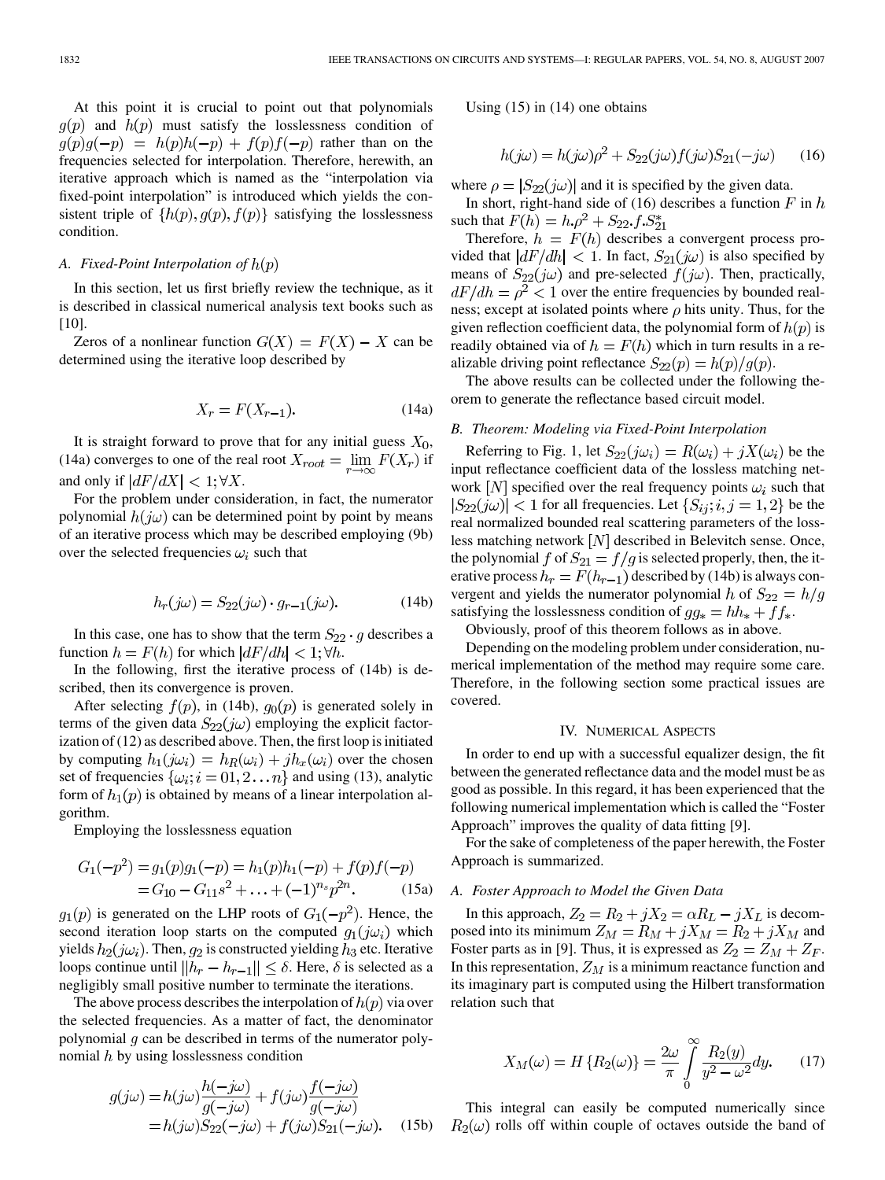At this point it is crucial to point out that polynomials $g(p)$ and $h(p)$ must satisfy the losslessness condition of $g(p)g(-p) = h(p)h(-p) + f(p)f(-p)$ rather than on the frequencies selected for interpolation. Therefore, herewith, an iterative approach which is named as the "interpolation via fixed-point interpolation" is introduced which yields the consistent triple of $\{h(p), g(p), f(p)\}$ satisfying the losslessness condition.

### A. Fixed-Point Interpolation of $h(p)$

In this section, let us first briefly review the technique, as it is described in classical numerical analysis text books such as [10].

Zeros of a nonlinear function $G(X) = F(X) - X$ can be determined using the iterative loop described by

$$X_r = F(X_{r-1}). \tag{14a}$$

It is straight forward to prove that for any initial guess $X_0$, (14a) converges to one of the real root $X_{root} = \lim_{r\to\infty} F(X_r)$ if and only if $|dF/dX| < 1; \forall X$.

For the problem under consideration, in fact, the numerator polynomial $h(j\omega)$ can be determined point by point by means of an iterative process which may be described employing (9b) over the selected frequencies $\omega_i$ such that

$$h_r(j\omega) = S_{22}(j\omega) \cdot g_{r-1}(j\omega). \tag{14b}$$

In this case, one has to show that the term $S_{22} \cdot g$ describes a function $h = F(h)$ for which $|dF/dh| < 1; \forall h$.

In the following, first the iterative process of (14b) is described, then its convergence is proven.

After selecting $f(p)$, in (14b), $g_0(p)$ is generated solely in terms of the given data $S_{22}(j\omega)$ employing the explicit factorization of (12) as described above. Then, the first loop is initiated by computing $h_1(j\omega_i) = h_R(\omega_i) + jh_x(\omega_i)$ over the chosen set of frequencies $\{\omega_i; i = 01, 2\ldots n\}$ and using (13), analytic form of $h_1(p)$ is obtained by means of a linear interpolation algorithm.

Employing the losslessness equation

$$\begin{aligned} G_1(-p^2) &= g_1(p)g_1(-p) = h_1(p)h_1(-p) + f(p)f(-p) \\ &= G_{10} - G_{11}s^2 + \ldots + (-1)^{n_s}p^{2n}. \end{aligned} \tag{15a}$$

$g_1(p)$ is generated on the LHP roots of $G_1(-p^2)$. Hence, the second iteration loop starts on the computed $g_1(j\omega_i)$ which yields $h_2(j\omega_i)$. Then, $g_2$ is constructed yielding $h_3$ etc. Iterative loops continue until $\|h_r - h_{r-1}\| \leq \delta$. Here, $\delta$ is selected as a negligibly small positive number to terminate the iterations.

The above process describes the interpolation of $h(p)$ via over the selected frequencies. As a matter of fact, the denominator polynomial $g$ can be described in terms of the numerator polynomial $h$ by using losslessness condition

$$\begin{aligned} g(j\omega) &= h(j\omega)\frac{h(-j\omega)}{g(-j\omega)} + f(j\omega)\frac{f(-j\omega)}{g(-j\omega)} \\ &= h(j\omega)S_{22}(-j\omega) + f(j\omega)S_{21}(-j\omega). \end{aligned} \tag{15b}$$

Using (15) in (14) one obtains

$$h(j\omega) = h(j\omega)\rho^2 + S_{22}(j\omega)f(j\omega)S_{21}(-j\omega) \tag{16}$$

where $\rho = |S_{22}(j\omega)|$ and it is specified by the given data.

In short, right-hand side of (16) describes a function $F$ in $h$ such that $F(h) = h.\rho^2 + S_{22}.f.S_{21}^*$

Therefore, $h = F(h)$ describes a convergent process provided that $|dF/dh| < 1$. In fact, $S_{21}(j\omega)$ is also specified by means of $S_{22}(j\omega)$ and pre-selected $f(j\omega)$. Then, practically, $dF/dh = \rho^2 < 1$ over the entire frequencies by bounded realness; except at isolated points where $\rho$ hits unity. Thus, for the given reflection coefficient data, the polynomial form of $h(p)$ is readily obtained via of $h = F(h)$ which in turn results in a realizable driving point reflectance $S_{22}(p) = h(p)/g(p)$.

The above results can be collected under the following theorem to generate the reflectance based circuit model.

### B. Theorem: Modeling via Fixed-Point Interpolation

Referring to Fig. 1, let $S_{22}(j\omega_i) = R(\omega_i) + jX(\omega_i)$ be the input reflectance coefficient data of the lossless matching network $[N]$ specified over the real frequency points $\omega_i$ such that $|S_{22}(j\omega)| < 1$ for all frequencies. Let $\{S_{ij}; i, j = 1, 2\}$ be the real normalized bounded real scattering parameters of the lossless matching network $[N]$ described in Belevitch sense. Once, the polynomial $f$ of $S_{21} = f/g$ is selected properly, then, the iterative process $h_r = F(h_{r-1})$ described by (14b) is always convergent and yields the numerator polynomial $h$ of $S_{22} = h/g$ satisfying the losslessness condition of $gg_* = hh_* + ff_*$.

Obviously, proof of this theorem follows as in above.

Depending on the modeling problem under consideration, numerical implementation of the method may require some care. Therefore, in the following section some practical issues are covered.

## IV. Numerical Aspects

In order to end up with a successful equalizer design, the fit between the generated reflectance data and the model must be as good as possible. In this regard, it has been experienced that the following numerical implementation which is called the "Foster Approach" improves the quality of data fitting [9].

For the sake of completeness of the paper herewith, the Foster Approach is summarized.

### A. Foster Approach to Model the Given Data

In this approach, $Z_2 = R_2 + jX_2 = \alpha R_L - jX_L$ is decomposed into its minimum $Z_M = R_M + jX_M = R_2 + jX_M$ and Foster parts as in [9]. Thus, it is expressed as $Z_2 = Z_M + Z_F$. In this representation, $Z_M$ is a minimum reactance function and its imaginary part is computed using the Hilbert transformation relation such that

$$X_M(\omega) = H\{R_2(\omega)\} = \frac{2\omega}{\pi}\int_0^\infty \frac{R_2(y)}{y^2 - \omega^2}dy. \tag{17}$$

This integral can easily be computed numerically since $R_2(\omega)$ rolls off within couple of octaves outside the band of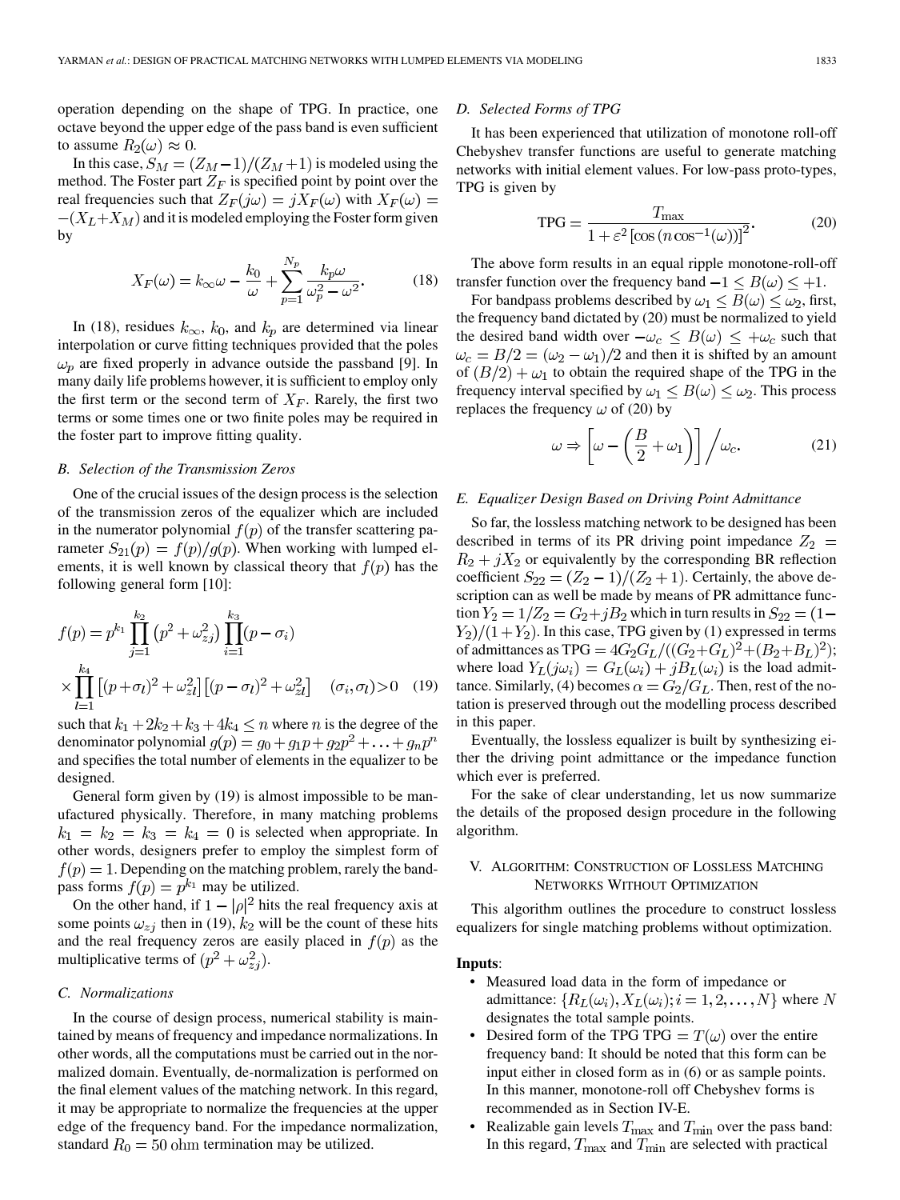operation depending on the shape of TPG. In practice, one octave beyond the upper edge of the pass band is even sufficient to assume $R_2(\omega) \approx 0$.

In this case, $S_M = (Z_M - 1)/(Z_M + 1)$ is modeled using the method. The Foster part $Z_F$ is specified point by point over the real frequencies such that $Z_F(j\omega) = jX_F(\omega)$ with $X_F(\omega) = -(X_L + X_M)$ and it is modeled employing the Foster form given by

$$X_F(\omega) = k_\infty \omega - \frac{k_0}{\omega} + \sum_{p=1}^{N_p} \frac{k_p \omega}{\omega_p^2 - \omega^2}. \quad (18)$$

In (18), residues $k_\infty$, $k_0$, and $k_p$ are determined via linear interpolation or curve fitting techniques provided that the poles $\omega_p$ are fixed properly in advance outside the passband [9]. In many daily life problems however, it is sufficient to employ only the first term or the second term of $X_F$. Rarely, the first two terms or some times one or two finite poles may be required in the foster part to improve fitting quality.

### B. Selection of the Transmission Zeros

One of the crucial issues of the design process is the selection of the transmission zeros of the equalizer which are included in the numerator polynomial $f(p)$ of the transfer scattering parameter $S_{21}(p) = f(p)/g(p)$. When working with lumped elements, it is well known by classical theory that $f(p)$ has the following general form [10]:

$$f(p) = p^{k_1} \prod_{j=1}^{k_2} \left(p^2 + \omega_{zj}^2\right) \prod_{i=1}^{k_3} (p - \sigma_i) \times \prod_{l=1}^{k_4} \left[(p + \sigma_l)^2 + \omega_{zl}^2\right] \left[(p - \sigma_l)^2 + \omega_{zl}^2\right] \quad (\sigma_i, \sigma_l) > 0 \quad (19)$$

such that $k_1 + 2k_2 + k_3 + 4k_4 \leq n$ where $n$ is the degree of the denominator polynomial $g(p) = g_0 + g_1 p + g_2 p^2 + \ldots + g_n p^n$ and specifies the total number of elements in the equalizer to be designed.

General form given by (19) is almost impossible to be manufactured physically. Therefore, in many matching problems $k_1 = k_2 = k_3 = k_4 = 0$ is selected when appropriate. In other words, designers prefer to employ the simplest form of $f(p) = 1$. Depending on the matching problem, rarely the bandpass forms $f(p) = p^{k_1}$ may be utilized.

On the other hand, if $1 - |\rho|^2$ hits the real frequency axis at some points $\omega_{zj}$ then in (19), $k_2$ will be the count of these hits and the real frequency zeros are easily placed in $f(p)$ as the multiplicative terms of $(p^2 + \omega_{zj}^2)$.

### C. Normalizations

In the course of design process, numerical stability is maintained by means of frequency and impedance normalizations. In other words, all the computations must be carried out in the normalized domain. Eventually, de-normalization is performed on the final element values of the matching network. In this regard, it may be appropriate to normalize the frequencies at the upper edge of the frequency band. For the impedance normalization, standard $R_0 = 50$ ohm termination may be utilized.

### D. Selected Forms of TPG

It has been experienced that utilization of monotone roll-off Chebyshev transfer functions are useful to generate matching networks with initial element values. For low-pass proto-types, TPG is given by

$$\text{TPG} = \frac{T_{\max}}{1 + \varepsilon^2 \left[\cos\left(n \cos^{-1}(\omega)\right)\right]^2}. \quad (20)$$

The above form results in an equal ripple monotone-roll-off transfer function over the frequency band $-1 \leq B(\omega) \leq +1$.

For bandpass problems described by $\omega_1 \leq B(\omega) \leq \omega_2$, first, the frequency band dictated by (20) must be normalized to yield the desired band width over $-\omega_c \leq B(\omega) \leq +\omega_c$ such that $\omega_c = B/2 = (\omega_2 - \omega_1)/2$ and then it is shifted by an amount of $(B/2) + \omega_1$ to obtain the required shape of the TPG in the frequency interval specified by $\omega_1 \leq B(\omega) \leq \omega_2$. This process replaces the frequency $\omega$ of (20) by

$$\omega \Rightarrow \left[\omega - \left(\frac{B}{2} + \omega_1\right)\right] \Big/ \omega_c. \quad (21)$$

### E. Equalizer Design Based on Driving Point Admittance

So far, the lossless matching network to be designed has been described in terms of its PR driving point impedance $Z_2 = R_2 + jX_2$ or equivalently by the corresponding BR reflection coefficient $S_{22} = (Z_2 - 1)/(Z_2 + 1)$. Certainly, the above description can as well be made by means of PR admittance function $Y_2 = 1/Z_2 = G_2 + jB_2$ which in turn results in $S_{22} = (1 - Y_2)/(1 + Y_2)$. In this case, TPG given by (1) expressed in terms of admittances as $\text{TPG} = 4G_2G_L/((G_2+G_L)^2 + (B_2+B_L)^2)$; where load $Y_L(j\omega_i) = G_L(\omega_i) + jB_L(\omega_i)$ is the load admittance. Similarly, (4) becomes $\alpha = G_2/G_L$. Then, rest of the notation is preserved through out the modelling process described in this paper.

Eventually, the lossless equalizer is built by synthesizing either the driving point admittance or the impedance function which ever is preferred.

For the sake of clear understanding, let us now summarize the details of the proposed design procedure in the following algorithm.

## V. Algorithm: Construction of Lossless Matching Networks Without Optimization

This algorithm outlines the procedure to construct lossless equalizers for single matching problems without optimization.

**Inputs**:

- Measured load data in the form of impedance or admittance: $\{R_L(\omega_i), X_L(\omega_i); i = 1, 2, \ldots, N\}$ where $N$ designates the total sample points.
- Desired form of the TPG $\text{TPG} = T(\omega)$ over the entire frequency band: It should be noted that this form can be input either in closed form as in (6) or as sample points. In this manner, monotone-roll off Chebyshev forms is recommended as in Section IV-E.
- Realizable gain levels $T_{\max}$ and $T_{\min}$ over the pass band: In this regard, $T_{\max}$ and $T_{\min}$ are selected with practical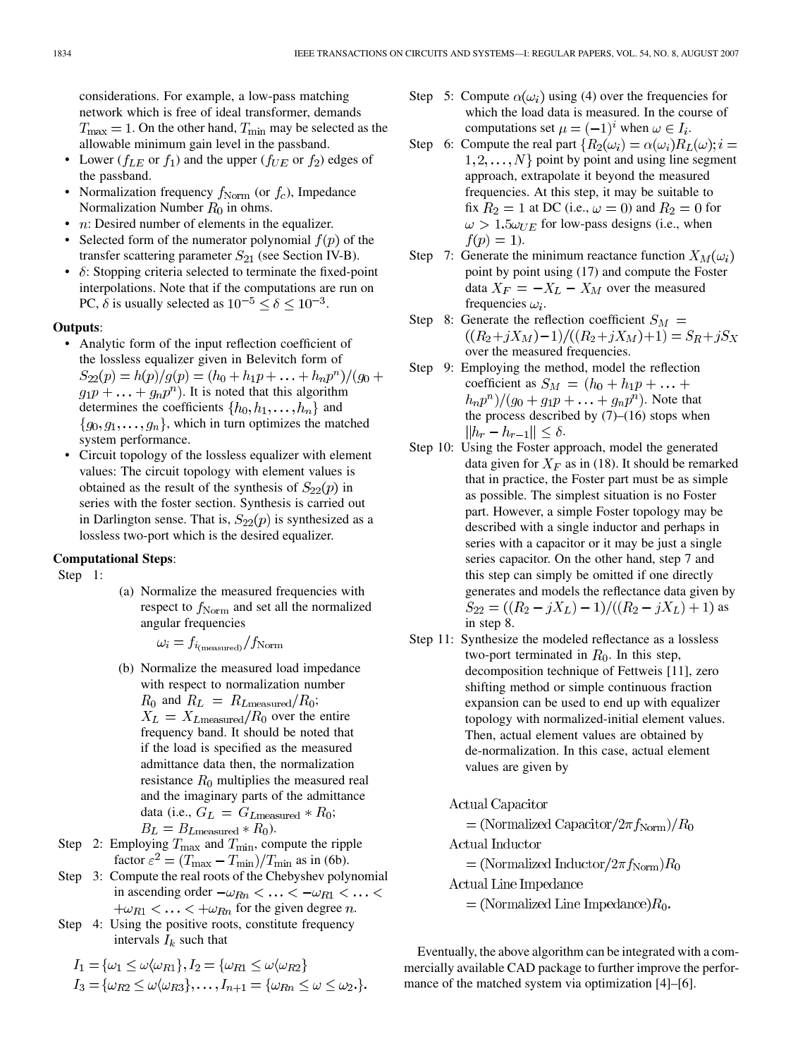considerations. For example, a low-pass matching network which is free of ideal transformer, demands $T_{\max} = 1$. On the other hand, $T_{\min}$ may be selected as the allowable minimum gain level in the passband.

- Lower ($f_{LE}$ or $f_1$) and the upper ($f_{UE}$ or $f_2$) edges of the passband.
- Normalization frequency $f_{\text{Norm}}$ (or $f_c$), Impedance Normalization Number $R_0$ in ohms.
- $n$: Desired number of elements in the equalizer.
- Selected form of the numerator polynomial $f(p)$ of the transfer scattering parameter $S_{21}$ (see Section IV-B).
- $\delta$: Stopping criteria selected to terminate the fixed-point interpolations. Note that if the computations are run on PC, $\delta$ is usually selected as $10^{-5} \leq \delta \leq 10^{-3}$.

**Outputs**:

- Analytic form of the input reflection coefficient of the lossless equalizer given in Belevitch form of $S_{22}(p) = h(p)/g(p) = (h_0 + h_1 p + \ldots + h_n p^n)/(g_0 + g_1 p + \ldots + g_n p^n)$. It is noted that this algorithm determines the coefficients $\{h_0, h_1, \ldots, h_n\}$ and $\{g_0, g_1, \ldots, g_n\}$, which in turn optimizes the matched system performance.
- Circuit topology of the lossless equalizer with element values: The circuit topology with element values is obtained as the result of the synthesis of $S_{22}(p)$ in series with the foster section. Synthesis is carried out in Darlington sense. That is, $S_{22}(p)$ is synthesized as a lossless two-port which is the desired equalizer.

**Computational Steps**:

Step 1:

(a) Normalize the measured frequencies with respect to $f_{\text{Norm}}$ and set all the normalized angular frequencies

$$\omega_i = f_{i_{(\text{measured})}}/f_{\text{Norm}}$$

(b) Normalize the measured load impedance with respect to normalization number $R_0$ and $R_L = R_{L\text{measured}}/R_0$; $X_L = X_{L\text{measured}}/R_0$ over the entire frequency band. It should be noted that if the load is specified as the measured admittance data then, the normalization resistance $R_0$ multiplies the measured real and the imaginary parts of the admittance data (i.e., $G_L = G_{L\text{measured}} * R_0$; $B_L = B_{L\text{measured}} * R_0$).

Step 2: Employing $T_{\max}$ and $T_{\min}$, compute the ripple factor $\varepsilon^2 = (T_{\max} - T_{\min})/T_{\min}$ as in (6b).

Step 3: Compute the real roots of the Chebyshev polynomial in ascending order $-\omega_{Rn} < \ldots < -\omega_{R1} < \ldots < +\omega_{R1} < \ldots < +\omega_{Rn}$ for the given degree $n$.

Step 4: Using the positive roots, constitute frequency intervals $I_k$ such that

$$I_1 = \{\omega_1 \leq \omega \langle \omega_{R1}\}, I_2 = \{\omega_{R1} \leq \omega \langle \omega_{R2}\}$$
$$I_3 = \{\omega_{R2} \leq \omega \langle \omega_{R3}\}, \ldots, I_{n+1} = \{\omega_{Rn} \leq \omega \leq \omega_2.\}.$$

Step 5: Compute $\alpha(\omega_i)$ using (4) over the frequencies for which the load data is measured. In the course of computations set $\mu = (-1)^i$ when $\omega \in I_i$.

Step 6: Compute the real part $\{R_2(\omega_i) = \alpha(\omega_i) R_L(\omega); i = 1, 2, \ldots, N\}$ point by point and using line segment approach, extrapolate it beyond the measured frequencies. At this step, it may be suitable to fix $R_2 = 1$ at DC (i.e., $\omega = 0$) and $R_2 = 0$ for $\omega > 1.5\omega_{UE}$ for low-pass designs (i.e., when $f(p) = 1$).

Step 7: Generate the minimum reactance function $X_M(\omega_i)$ point by point using (17) and compute the Foster data $X_F = -X_L - X_M$ over the measured frequencies $\omega_i$.

Step 8: Generate the reflection coefficient $S_M = ((R_2 + jX_M) - 1)/((R_2 + jX_M) + 1) = S_R + jS_X$ over the measured frequencies.

Step 9: Employing the method, model the reflection coefficient as $S_M = (h_0 + h_1 p + \ldots + h_n p^n)/(g_0 + g_1 p + \ldots + g_n p^n)$. Note that the process described by (7)–(16) stops when $\|h_r - h_{r-1}\| \leq \delta$.

Step 10: Using the Foster approach, model the generated data given for $X_F$ as in (18). It should be remarked that in practice, the Foster part must be as simple as possible. The simplest situation is no Foster part. However, a simple Foster topology may be described with a single inductor and perhaps in series with a capacitor or it may be just a single series capacitor. On the other hand, step 7 and this step can simply be omitted if one directly generates and models the reflectance data given by $S_{22} = ((R_2 - jX_L) - 1)/((R_2 - jX_L) + 1)$ as in step 8.

Step 11: Synthesize the modeled reflectance as a lossless two-port terminated in $R_0$. In this step, decomposition technique of Fettweis [11], zero shifting method or simple continuous fraction expansion can be used to end up with equalizer topology with normalized-initial element values. Then, actual element values are obtained by de-normalization. In this case, actual element values are given by

$$\text{Actual Capacitor} = (\text{Normalized Capacitor}/2\pi f_{\text{Norm}})/R_0$$
$$\text{Actual Inductor} = (\text{Normalized Inductor}/2\pi f_{\text{Norm}})R_0$$
$$\text{Actual Line Impedance} = (\text{Normalized Line Impedance})R_0.$$

Eventually, the above algorithm can be integrated with a commercially available CAD package to further improve the performance of the matched system via optimization [4]–[6].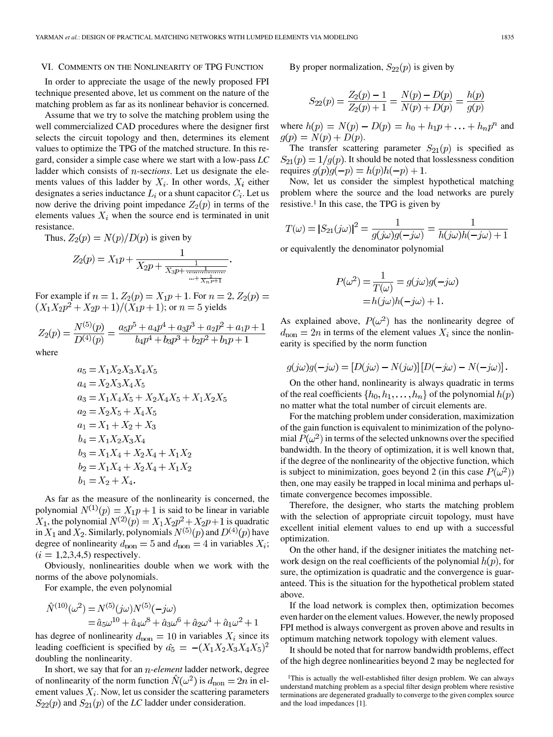## VI. Comments on the Nonlinearity of TPG Function

In order to appreciate the usage of the newly proposed FPI technique presented above, let us comment on the nature of the matching problem as far as its nonlinear behavior is concerned.

Assume that we try to solve the matching problem using the well commercialized CAD procedures where the designer first selects the circuit topology and then, determines its element values to optimize the TPG of the matched structure. In this regard, consider a simple case where we start with a low-pass *LC* ladder which consists of $n$-*sections*. Let us designate the elements values of this ladder by $X_i$. In other words, $X_i$ either designates a series inductance $L_i$ or a shunt capacitor $C_i$. Let us now derive the driving point impedance $Z_2(p)$ in terms of the elements values $X_i$ when the source end is terminated in unit resistance.

Thus, $Z_2(p) = N(p)/D(p)$ is given by

$$Z_2(p) = X_1 p + \cfrac{1}{X_2 p + \cfrac{1}{X_3 p + \cfrac{1}{\cdots + \cfrac{1}{X_n p + 1}}}}.$$

For example if $n = 1$, $Z_2(p) = X_1 p + 1$. For $n = 2$, $Z_2(p) = (X_1 X_2 p^2 + X_2 p + 1)/(X_1 p + 1)$; or $n = 5$ yields

$$Z_2(p) = \frac{N^{(5)}(p)}{D^{(4)}(p)} = \frac{a_5 p^5 + a_4 p^4 + a_3 p^3 + a_2 p^2 + a_1 p + 1}{b_4 p^4 + b_3 p^3 + b_2 p^2 + b_1 p + 1}$$

where

$$\begin{aligned}
a_5 &= X_1 X_2 X_3 X_4 X_5 \\
a_4 &= X_2 X_3 X_4 X_5 \\
a_3 &= X_1 X_4 X_5 + X_2 X_4 X_5 + X_1 X_2 X_5 \\
a_2 &= X_2 X_5 + X_4 X_5 \\
a_1 &= X_1 + X_2 + X_3 \\
b_4 &= X_1 X_2 X_3 X_4 \\
b_3 &= X_1 X_4 + X_2 X_4 + X_1 X_2 \\
b_2 &= X_1 X_4 + X_2 X_4 + X_1 X_2 \\
b_1 &= X_2 + X_4.
\end{aligned}$$

As far as the measure of the nonlinearity is concerned, the polynomial $N^{(1)}(p) = X_1 p + 1$ is said to be linear in variable $X_1$, the polynomial $N^{(2)}(p) = X_1 X_2 p^2 + X_2 p + 1$ is quadratic in $X_1$ and $X_2$. Similarly, polynomials $N^{(5)}(p)$ and $D^{(4)}(p)$ have degree of nonlinearity $d_{\rm non} = 5$ and $d_{\rm non} = 4$ in variables $X_i$; ($i$ = 1,2,3,4,5) respectively.

Obviously, nonlinearities double when we work with the norms of the above polynomials.

For example, the even polynomial

$$\begin{aligned}
\hat{N}^{(10)}(\omega^2) &= N^{(5)}(j\omega) N^{(5)}(-j\omega) \\
&= \hat{a}_5 \omega^{10} + \hat{a}_4 \omega^8 + \hat{a}_3 \omega^6 + \hat{a}_2 \omega^4 + \hat{a}_1 \omega^2 + 1
\end{aligned}$$

has degree of nonlinearity $d_{\rm non} = 10$ in variables $X_i$ since its leading coefficient is specified by $\hat{a_5} = -(X_1 X_2 X_3 X_4 X_5)^2$ doubling the nonlinearity.

In short, we say that for an $n$-*element* ladder network, degree of nonlinearity of the norm function $\hat{N}(\omega^2)$ is $d_{\rm non} = 2n$ in element values $X_i$. Now, let us consider the scattering parameters $S_{22}(p)$ and $S_{21}(p)$ of the *LC* ladder under consideration.

By proper normalization, $S_{22}(p)$ is given by

$$S_{22}(p) = \frac{Z_2(p) - 1}{Z_2(p) + 1} = \frac{N(p) - D(p)}{N(p) + D(p)} = \frac{h(p)}{g(p)}$$

where $h(p) = N(p) - D(p) = h_0 + h_1 p + \ldots + h_n p^n$ and $g(p) = N(p) + D(p)$.

The transfer scattering parameter $S_{21}(p)$ is specified as $S_{21}(p) = 1/g(p)$. It should be noted that losslessness condition requires $g(p)g(-p) = h(p)h(-p) + 1$.

Now, let us consider the simplest hypothetical matching problem where the source and the load networks are purely resistive.[1] In this case, the TPG is given by

$$T(\omega) = |S_{21}(j\omega)|^2 = \frac{1}{g(j\omega)g(-j\omega)} = \frac{1}{h(j\omega)h(-j\omega) + 1}$$

or equivalently the denominator polynomial

$$\begin{aligned}
P(\omega^2) &= \frac{1}{T(\omega)} = g(j\omega)g(-j\omega) \\
&= h(j\omega)h(-j\omega) + 1.
\end{aligned}$$

As explained above, $P(\omega^2)$ has the nonlinearity degree of $d_{\rm non} = 2n$ in terms of the element values $X_i$ since the nonlinearity is specified by the norm function

$$g(j\omega)g(-j\omega) = [D(j\omega) - N(j\omega)][D(-j\omega) - N(-j\omega)].$$

On the other hand, nonlinearity is always quadratic in terms of the real coefficients $\{h_0, h_1, \ldots, h_n\}$ of the polynomial $h(p)$ no matter what the total number of circuit elements are.

For the matching problem under consideration, maximization of the gain function is equivalent to minimization of the polynomial $P(\omega^2)$ in terms of the selected unknowns over the specified bandwidth. In the theory of optimization, it is well known that, if the degree of the nonlinearity of the objective function, which is subject to minimization, goes beyond 2 (in this case $P(\omega^2)$) then, one may easily be trapped in local minima and perhaps ultimate convergence becomes impossible.

Therefore, the designer, who starts the matching problem with the selection of appropriate circuit topology, must have excellent initial element values to end up with a successful optimization.

On the other hand, if the designer initiates the matching network design on the real coefficients of the polynomial $h(p)$, for sure, the optimization is quadratic and the convergence is guaranteed. This is the situation for the hypothetical problem stated above.

If the load network is complex then, optimization becomes even harder on the element values. However, the newly proposed FPI method is always convergent as proven above and results in optimum matching network topology with element values.

It should be noted that for narrow bandwidth problems, effect of the high degree nonlinearities beyond 2 may be neglected for

[1] This is actually the well-established filter design problem. We can always understand matching problem as a special filter design problem where resistive terminations are degenerated gradually to converge to the given complex source and the load impedances [1].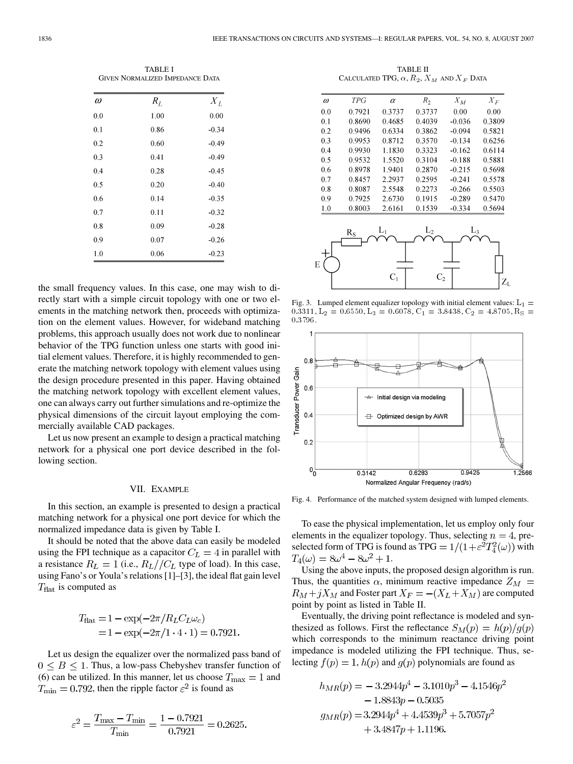TABLE I
GIVEN NORMALIZED IMPEDANCE DATA

| $\omega$ | $R_L$ | $X_L$ |
|---|---|---|
| 0.0 | 1.00 | 0.00 |
| 0.1 | 0.86 | -0.34 |
| 0.2 | 0.60 | -0.49 |
| 0.3 | 0.41 | -0.49 |
| 0.4 | 0.28 | -0.45 |
| 0.5 | 0.20 | -0.40 |
| 0.6 | 0.14 | -0.35 |
| 0.7 | 0.11 | -0.32 |
| 0.8 | 0.09 | -0.28 |
| 0.9 | 0.07 | -0.26 |
| 1.0 | 0.06 | -0.23 |

the small frequency values. In this case, one may wish to directly start with a simple circuit topology with one or two elements in the matching network then, proceeds with optimization on the element values. However, for wideband matching problems, this approach usually does not work due to nonlinear behavior of the TPG function unless one starts with good initial element values. Therefore, it is highly recommended to generate the matching network topology with element values using the design procedure presented in this paper. Having obtained the matching network topology with excellent element values, one can always carry out further simulations and re-optimize the physical dimensions of the circuit layout employing the commercially available CAD packages.

Let us now present an example to design a practical matching network for a physical one port device described in the following section.

## VII. EXAMPLE

In this section, an example is presented to design a practical matching network for a physical one port device for which the normalized impedance data is given by Table I.

It should be noted that the above data can easily be modeled using the FPI technique as a capacitor $C_L = 4$ in parallel with a resistance $R_L = 1$ (i.e., $R_L//C_L$ type of load). In this case, using Fano's or Youla's relations [1]–[3], the ideal flat gain level $T_{\text{flat}}$ is computed as

$$\begin{aligned} T_{\text{flat}} &= 1 - \exp(-2\pi/R_L C_L \omega_c) \\ &= 1 - \exp(-2\pi/1 \cdot 4 \cdot 1) = 0.7921. \end{aligned}$$

Let us design the equalizer over the normalized pass band of $0 \leq B \leq 1$. Thus, a low-pass Chebyshev transfer function of (6) can be utilized. In this manner, let us choose $T_{\max} = 1$ and $T_{\min} = 0.792$, then the ripple factor $\varepsilon^2$ is found as

$$\varepsilon^2 = \frac{T_{\max} - T_{\min}}{T_{\min}} = \frac{1 - 0.7921}{0.7921} = 0.2625.$$

TABLE II
CALCULATED TPG, $\alpha$, $R_2$, $X_M$ AND $X_F$ DATA

| $\omega$ | TPG | $\alpha$ | $R_2$ | $X_M$ | $X_F$ |
|---|---|---|---|---|---|
| 0.0 | 0.7921 | 0.3737 | 0.3737 | 0.00 | 0.00 |
| 0.1 | 0.8690 | 0.4685 | 0.4039 | -0.036 | 0.3809 |
| 0.2 | 0.9496 | 0.6334 | 0.3862 | -0.094 | 0.5821 |
| 0.3 | 0.9953 | 0.8712 | 0.3570 | -0.134 | 0.6256 |
| 0.4 | 0.9930 | 1.1830 | 0.3323 | -0.162 | 0.6114 |
| 0.5 | 0.9532 | 1.5520 | 0.3104 | -0.188 | 0.5881 |
| 0.6 | 0.8978 | 1.9401 | 0.2870 | -0.215 | 0.5698 |
| 0.7 | 0.8457 | 2.2937 | 0.2595 | -0.241 | 0.5578 |
| 0.8 | 0.8087 | 2.5548 | 0.2273 | -0.266 | 0.5503 |
| 0.9 | 0.7925 | 2.6730 | 0.1915 | -0.289 | 0.5470 |
| 1.0 | 0.8003 | 2.6161 | 0.1539 | -0.334 | 0.5694 |

Fig. 3. Lumped element equalizer topology with initial element values: $L_1 = 0.3311$, $L_2 = 0.6550$, $L_3 = 0.6078$, $C_1 = 3.8438$, $C_2 = 4.8705$, $R_S = 0.3796$.

Fig. 4. Performance of the matched system designed with lumped elements.

To ease the physical implementation, let us employ only four elements in the equalizer topology. Thus, selecting $n = 4$, preselected form of TPG is found as $\text{TPG} = 1/(1+\varepsilon^2 T_4^2(\omega))$ with $T_4(\omega) = 8\omega^4 - 8\omega^2 + 1$.

Using the above inputs, the proposed design algorithm is run. Thus, the quantities $\alpha$, minimum reactive impedance $Z_M = R_M + jX_M$ and Foster part $X_F = -(X_L + X_M)$ are computed point by point as listed in Table II.

Eventually, the driving point reflectance is modeled and synthesized as follows. First the reflectance $S_M(p) = h(p)/g(p)$ which corresponds to the minimum reactance driving point impedance is modeled utilizing the FPI technique. Thus, selecting $f(p) = 1$, $h(p)$ and $g(p)$ polynomials are found as

$$\begin{aligned} h_{MR}(p) &= -3.2944p^4 - 3.1010p^3 - 4.1546p^2 \\ &\quad - 1.8843p - 0.5035 \\ g_{MR}(p) &= 3.2944p^4 + 4.4539p^3 + 5.7057p^2 \\ &\quad + 3.4847p + 1.1196. \end{aligned}$$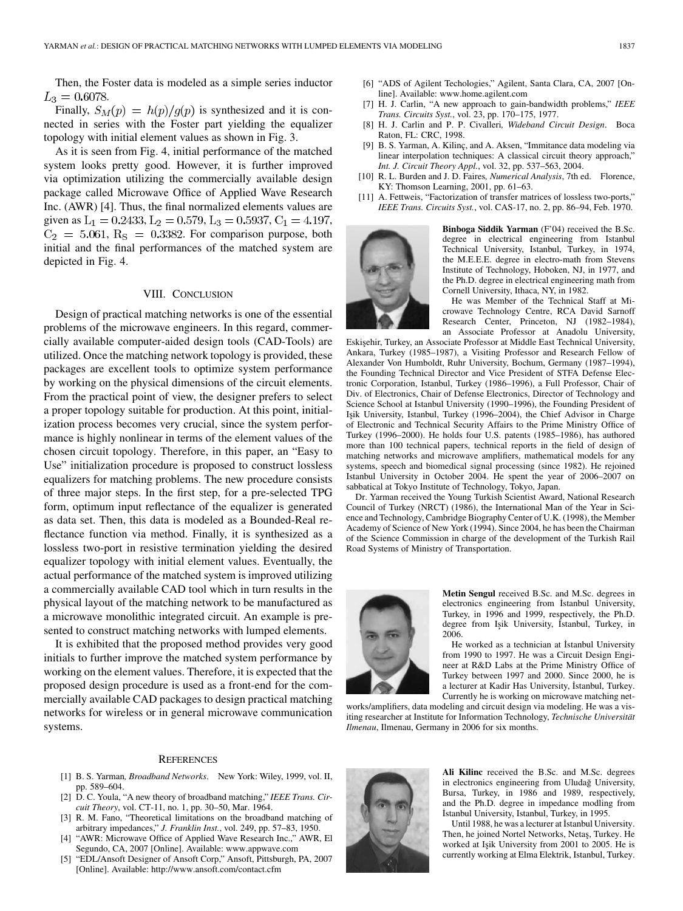Then, the Foster data is modeled as a simple series inductor $L_3 = 0.6078$.

Finally, $S_M(p) = h(p)/g(p)$ is synthesized and it is connected in series with the Foster part yielding the equalizer topology with initial element values as shown in Fig. 3.

As it is seen from Fig. 4, initial performance of the matched system looks pretty good. However, it is further improved via optimization utilizing the commercially available design package called Microwave Office of Applied Wave Research Inc. (AWR) [4]. Thus, the final normalized elements values are given as $\mathrm{L}_1 = 0.2433$, $\mathrm{L}_2 = 0.579$, $\mathrm{L}_3 = 0.5937$, $\mathrm{C}_1 = 4.197$, $\mathrm{C}_2 = 5.061$, $\mathrm{R}_\mathrm{S} = 0.3382$. For comparison purpose, both initial and the final performances of the matched system are depicted in Fig. 4.

## VIII. Conclusion

Design of practical matching networks is one of the essential problems of the microwave engineers. In this regard, commercially available computer-aided design tools (CAD-Tools) are utilized. Once the matching network topology is provided, these packages are excellent tools to optimize system performance by working on the physical dimensions of the circuit elements. From the practical point of view, the designer prefers to select a proper topology suitable for production. At this point, initialization process becomes very crucial, since the system performance is highly nonlinear in terms of the element values of the chosen circuit topology. Therefore, in this paper, an "Easy to Use" initialization procedure is proposed to construct lossless equalizers for matching problems. The new procedure consists of three major steps. In the first step, for a pre-selected TPG form, optimum input reflectance of the equalizer is generated as data set. Then, this data is modeled as a Bounded-Real reflectance function via method. Finally, it is synthesized as a lossless two-port in resistive termination yielding the desired equalizer topology with initial element values. Eventually, the actual performance of the matched system is improved utilizing a commercially available CAD tool which in turn results in the physical layout of the matching network to be manufactured as a microwave monolithic integrated circuit. An example is presented to construct matching networks with lumped elements.

It is exhibited that the proposed method provides very good initials to further improve the matched system performance by working on the element values. Therefore, it is expected that the proposed design procedure is used as a front-end for the commercially available CAD packages to design practical matching networks for wireless or in general microwave communication systems.

## References

[1] B. S. Yarman, *Broadband Networks*. New York: Wiley, 1999, vol. II, pp. 589–604.

[2] D. C. Youla, "A new theory of broadband matching," *IEEE Trans. Circuit Theory*, vol. CT-11, no. 1, pp. 30–50, Mar. 1964.

[3] R. M. Fano, "Theoretical limitations on the broadband matching of arbitrary impedances," *J. Franklin Inst.*, vol. 249, pp. 57–83, 1950.

[4] "AWR: Microwave Office of Applied Wave Research Inc.," AWR, El Segundo, CA, 2007 [Online]. Available: www.appwave.com

[5] "EDL/Ansoft Designer of Ansoft Corp," Ansoft, Pittsburgh, PA, 2007 [Online]. Available: http://www.ansoft.com/contact.cfm

[6] "ADS of Agilent Techologies," Agilent, Santa Clara, CA, 2007 [Online]. Available: www.home.agilent.com

[7] H. J. Carlin, "A new approach to gain-bandwidth problems," *IEEE Trans. Circuits Syst.*, vol. 23, pp. 170–175, 1977.

[8] H. J. Carlin and P. P. Civalleri, *Wideband Circuit Design*. Boca Raton, FL: CRC, 1998.

[9] B. S. Yarman, A. Kilinç, and A. Aksen, "Immitance data modeling via linear interpolation techniques: A classical circuit theory approach," *Int. J. Circuit Theory Appl.*, vol. 32, pp. 537–563, 2004.

[10] R. L. Burden and J. D. Faires, *Numerical Analysis*, 7th ed. Florence, KY: Thomson Learning, 2001, pp. 61–63.

[11] A. Fettweis, "Factorization of transfer matrices of lossless two-ports," *IEEE Trans. Circuits Syst.*, vol. CAS-17, no. 2, pp. 86–94, Feb. 1970.

**Binboga Siddik Yarman** (F'04) received the B.Sc. degree in electrical engineering from Istanbul Technical University, Istanbul, Turkey, in 1974, the M.E.E.E. degree in electro-math from Stevens Institute of Technology, Hoboken, NJ, in 1977, and the Ph.D. degree in electrical engineering math from Cornell University, Ithaca, NY, in 1982.

He was Member of the Technical Staff at Microwave Technology Centre, RCA David Sarnoff Research Center, Princeton, NJ (1982–1984), an Associate Professor at Anadolu University, Eskişehir, Turkey, an Associate Professor at Middle East Technical University, Ankara, Turkey (1985–1987), a Visiting Professor and Research Fellow of Alexander Von Humboldt, Ruhr University, Bochum, Germany (1987–1994), the Founding Technical Director and Vice President of STFA Defense Electronic Corporation, Istanbul, Turkey (1986–1996), a Full Professor, Chair of Div. of Electronics, Chair of Defense Electronics, Director of Technology and Science School at Istanbul University (1990–1996), the Founding President of Işik University, Istanbul, Turkey (1996–2004), the Chief Advisor in Charge of Electronic and Technical Security Affairs to the Prime Ministry Office of Turkey (1996–2000). He holds four U.S. patents (1985–1986), has authored more than 100 technical papers, technical reports in the field of design of matching networks and microwave amplifiers, mathematical models for any systems, speech and biomedical signal processing (since 1982). He rejoined Istanbul University in October 2004. He spent the year of 2006–2007 on sabbatical at Tokyo Institute of Technology, Tokyo, Japan.

Dr. Yarman received the Young Turkish Scientist Award, National Research Council of Turkey (NRCT) (1986), the International Man of the Year in Science and Technology, Cambridge Biography Center of U.K. (1998), the Member Academy of Science of New York (1994). Since 2004, he has been the Chairman of the Science Commission in charge of the development of the Turkish Rail Road Systems of Ministry of Transportation.

**Metin Sengul** received B.Sc. and M.Sc. degrees in electronics engineering from İstanbul University, Turkey, in 1996 and 1999, respectively, the Ph.D. degree from Işik University, İstanbul, Turkey, in 2006.

He worked as a technician at İstanbul University from 1990 to 1997. He was a Circuit Design Engineer at R&D Labs at the Prime Ministry Office of Turkey between 1997 and 2000. Since 2000, he is a lecturer at Kadir Has University, İstanbul, Turkey. Currently he is working on microwave matching networks/amplifiers, data modeling and circuit design via modeling. He was a visiting researcher at Institute for Information Technology, *Technische Universität Ilmenau*, Ilmenau, Germany in 2006 for six months.

**Ali Kilinc** received the B.Sc. and M.Sc. degrees in electronics engineering from Uludağ University, Bursa, Turkey, in 1986 and 1989, respectively, and the Ph.D. degree in impedance modling from İstanbul University, Istanbul, Turkey, in 1995.

Until 1988, he was a lecturer at İstanbul University. Then, he joined Nortel Networks, Netaş, Turkey. He worked at Işik University from 2001 to 2005. He is currently working at Elma Elektrik, Istanbul, Turkey.